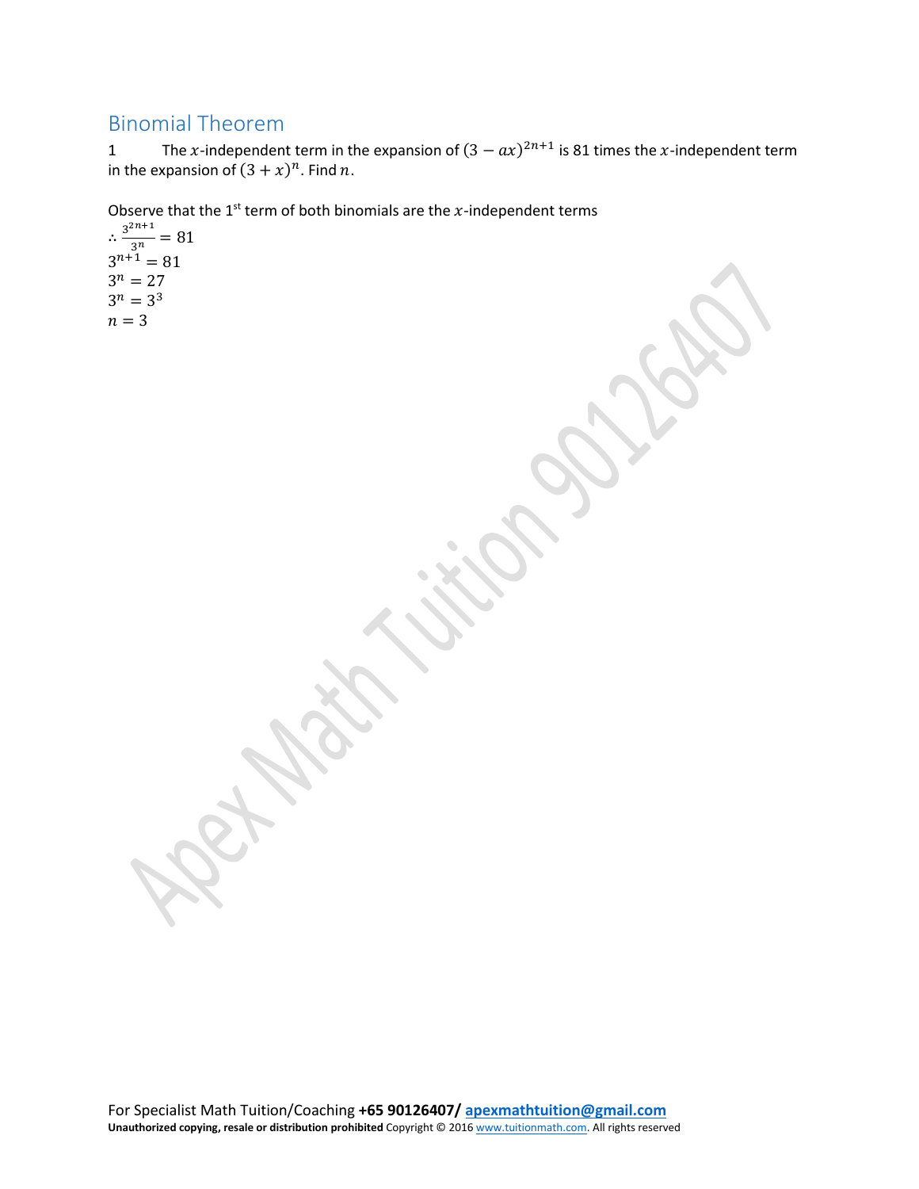## Binomial Theorem

1 The $x$-independent term in the expansion of $(3 - ax)^{2n+1}$ is 81 times the $x$-independent term in the expansion of $(3 + x)^n$. Find $n$.

Observe that the 1st term of both binomials are the $x$-independent terms

$\therefore \frac{3^{2n+1}}{3^n} = 81$

$3^{n+1} = 81$

$3^n = 27$

$3^n = 3^3$

$n = 3$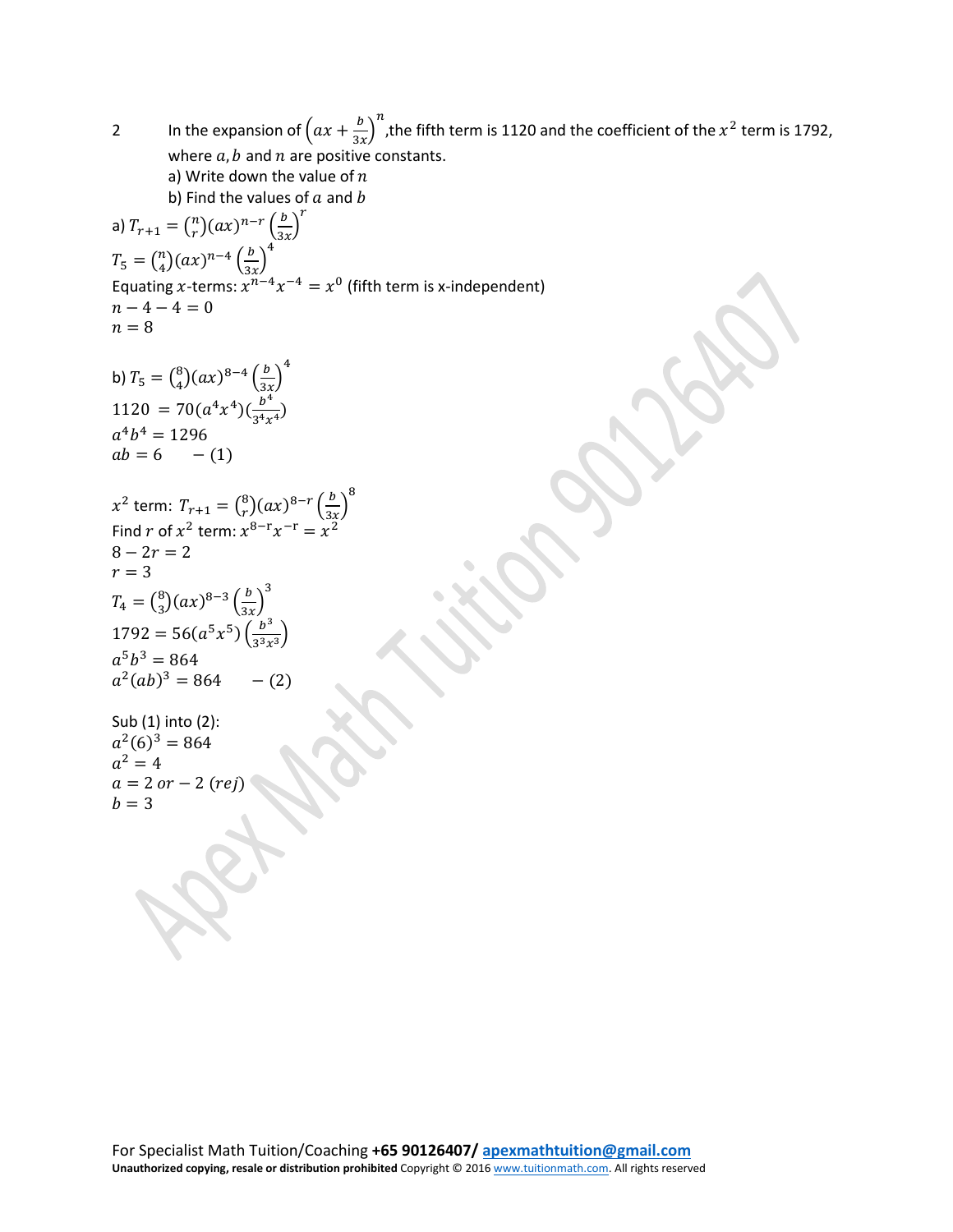2 In the expansion of $\left(ax + \frac{b}{3x}\right)^n$,the fifth term is 1120 and the coefficient of the $x^2$ term is 1792, where $a, b$ and $n$ are positive constants.

a) Write down the value of $n$

b) Find the values of $a$ and $b$

a) $T_{r+1} = \binom{n}{r}(ax)^{n-r}\left(\frac{b}{3x}\right)^r$

$T_5 = \binom{n}{4}(ax)^{n-4}\left(\frac{b}{3x}\right)^4$

Equating $x$-terms: $x^{n-4}x^{-4} = x^0$ (fifth term is x-independent)

$n - 4 - 4 = 0$

$n = 8$

b) $T_5 = \binom{8}{4}(ax)^{8-4}\left(\frac{b}{3x}\right)^4$

$1120 = 70(a^4x^4)(\frac{b^4}{3^4x^4})$

$a^4b^4 = 1296$

$ab = 6 \quad -(1)$

$x^2$ term: $T_{r+1} = \binom{8}{r}(ax)^{8-r}\left(\frac{b}{3x}\right)^8$

Find $r$ of $x^2$ term: $x^{8-r}x^{-r} = x^2$

$8 - 2r = 2$

$r = 3$

$T_4 = \binom{8}{3}(ax)^{8-3}\left(\frac{b}{3x}\right)^3$

$1792 = 56(a^5x^5)\left(\frac{b^3}{3^3x^3}\right)$

$a^5b^3 = 864$

$a^2(ab)^3 = 864 \quad -(2)$

Sub (1) into (2):

$a^2(6)^3 = 864$

$a^2 = 4$

$a = 2 \text{ or } -2\ (rej)$

$b = 3$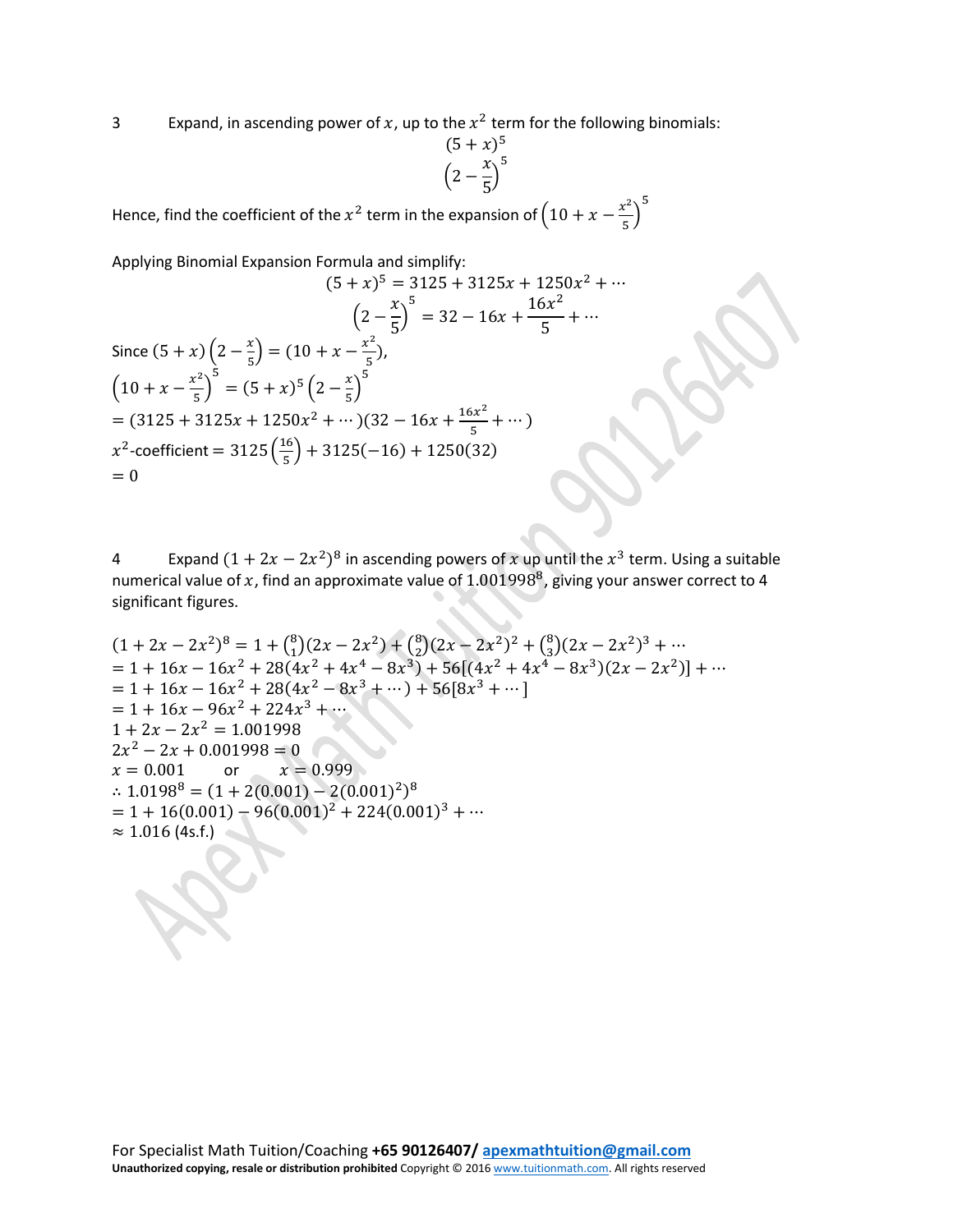3 Expand, in ascending power of $x$, up to the $x^2$ term for the following binomials:

$$(5+x)^5$$
$$\left(2-\frac{x}{5}\right)^5$$

Hence, find the coefficient of the $x^2$ term in the expansion of $\left(10+x-\frac{x^2}{5}\right)^5$

Applying Binomial Expansion Formula and simplify:

$$(5+x)^5 = 3125 + 3125x + 1250x^2 + \cdots$$
$$\left(2-\frac{x}{5}\right)^5 = 32 - 16x + \frac{16x^2}{5} + \cdots$$

Since $(5+x)\left(2-\frac{x}{5}\right) = (10+x-\frac{x^2}{5})$,

$\left(10+x-\frac{x^2}{5}\right)^5 = (5+x)^5\left(2-\frac{x}{5}\right)^5$

$= (3125 + 3125x + 1250x^2 + \cdots)(32 - 16x + \frac{16x^2}{5} + \cdots)$

$x^2$-coefficient $= 3125\left(\frac{16}{5}\right) + 3125(-16) + 1250(32)$

$= 0$

4 Expand $(1+2x-2x^2)^8$ in ascending powers of $x$ up until the $x^3$ term. Using a suitable numerical value of $x$, find an approximate value of $1.001998^8$, giving your answer correct to 4 significant figures.

$(1+2x-2x^2)^8 = 1 + \binom{8}{1}(2x-2x^2) + \binom{8}{2}(2x-2x^2)^2 + \binom{8}{3}(2x-2x^2)^3 + \cdots$

$= 1 + 16x - 16x^2 + 28(4x^2 + 4x^4 - 8x^3) + 56[(4x^2 + 4x^4 - 8x^3)(2x - 2x^2)] + \cdots$

$= 1 + 16x - 16x^2 + 28(4x^2 - 8x^3 + \cdots) + 56[8x^3 + \cdots]$

$= 1 + 16x - 96x^2 + 224x^3 + \cdots$

$1 + 2x - 2x^2 = 1.001998$

$2x^2 - 2x + 0.001998 = 0$

$x = 0.001$ or $x = 0.999$

$\therefore 1.0198^8 = (1 + 2(0.001) - 2(0.001)^2)^8$

$= 1 + 16(0.001) - 96(0.001)^2 + 224(0.001)^3 + \cdots$

$\approx 1.016$ (4s.f.)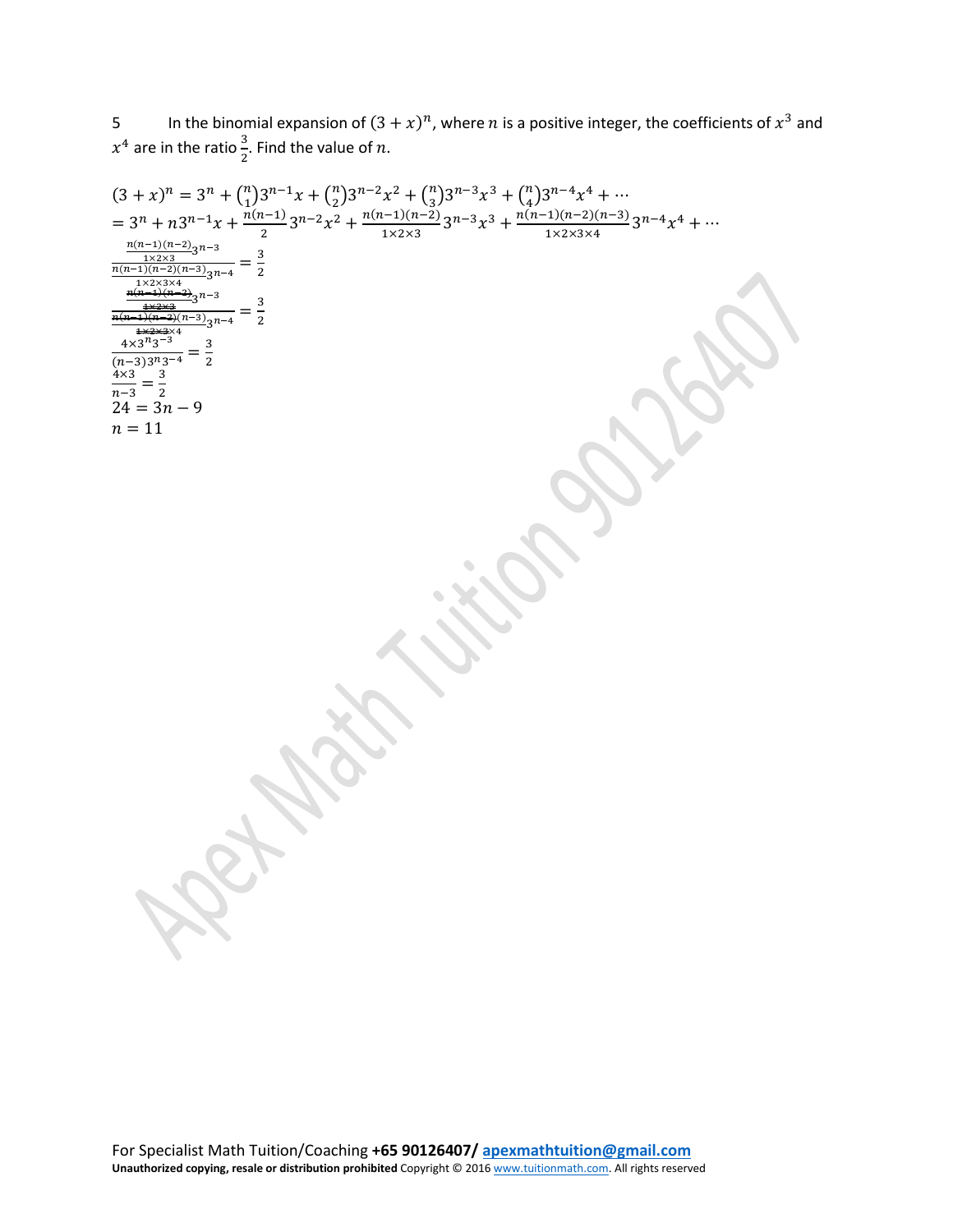5 In the binomial expansion of $(3+x)^n$, where $n$ is a positive integer, the coefficients of $x^3$ and $x^4$ are in the ratio $\frac{3}{2}$. Find the value of $n$.

$$(3+x)^n = 3^n + \binom{n}{1}3^{n-1}x + \binom{n}{2}3^{n-2}x^2 + \binom{n}{3}3^{n-3}x^3 + \binom{n}{4}3^{n-4}x^4 + \cdots$$

$$= 3^n + n3^{n-1}x + \frac{n(n-1)}{2}3^{n-2}x^2 + \frac{n(n-1)(n-2)}{1\times2\times3}3^{n-3}x^3 + \frac{n(n-1)(n-2)(n-3)}{1\times2\times3\times4}3^{n-4}x^4 + \cdots$$

$$\frac{\frac{n(n-1)(n-2)}{1\times2\times3}3^{n-3}}{\frac{n(n-1)(n-2)(n-3)}{1\times2\times3\times4}3^{n-4}} = \frac{3}{2}$$

$$\frac{\frac{\cancel{n(n-1)(n-2)}}{\cancel{1\times2\times3}}3^{n-3}}{\frac{\cancel{n(n-1)(n-2)}(n-3)}{\cancel{1\times2\times3}\times4}3^{n-4}} = \frac{3}{2}$$

$$\frac{4\times3^n3^{-3}}{(n-3)3^n3^{-4}} = \frac{3}{2}$$

$$\frac{4\times3}{n-3} = \frac{3}{2}$$

$$24 = 3n - 9$$

$$n = 11$$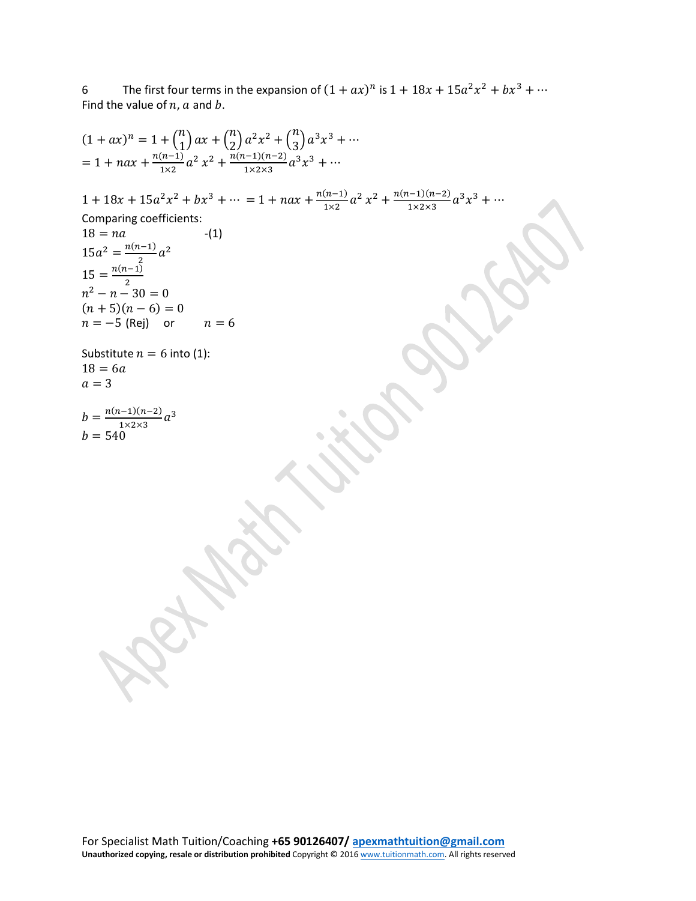6 The first four terms in the expansion of $(1+ax)^n$ is $1+18x+15a^2x^2+bx^3+\cdots$
Find the value of $n$, $a$ and $b$.

$$(1+ax)^n = 1+\binom{n}{1}ax+\binom{n}{2}a^2x^2+\binom{n}{3}a^3x^3+\cdots$$
$$= 1+nax+\frac{n(n-1)}{1\times 2}a^2\,x^2+\frac{n(n-1)(n-2)}{1\times 2\times 3}a^3x^3+\cdots$$

$$1+18x+15a^2x^2+bx^3+\cdots = 1+nax+\frac{n(n-1)}{1\times 2}a^2\,x^2+\frac{n(n-1)(n-2)}{1\times 2\times 3}a^3x^3+\cdots$$

Comparing coefficients:

$18 = na$ -(1)

$15a^2 = \frac{n(n-1)}{2}a^2$

$15 = \frac{n(n-1)}{2}$

$n^2 - n - 30 = 0$

$(n+5)(n-6) = 0$

$n = -5$ (Rej) or $n = 6$

Substitute $n = 6$ into (1):

$18 = 6a$

$a = 3$

$b = \frac{n(n-1)(n-2)}{1\times 2\times 3}a^3$

$b = 540$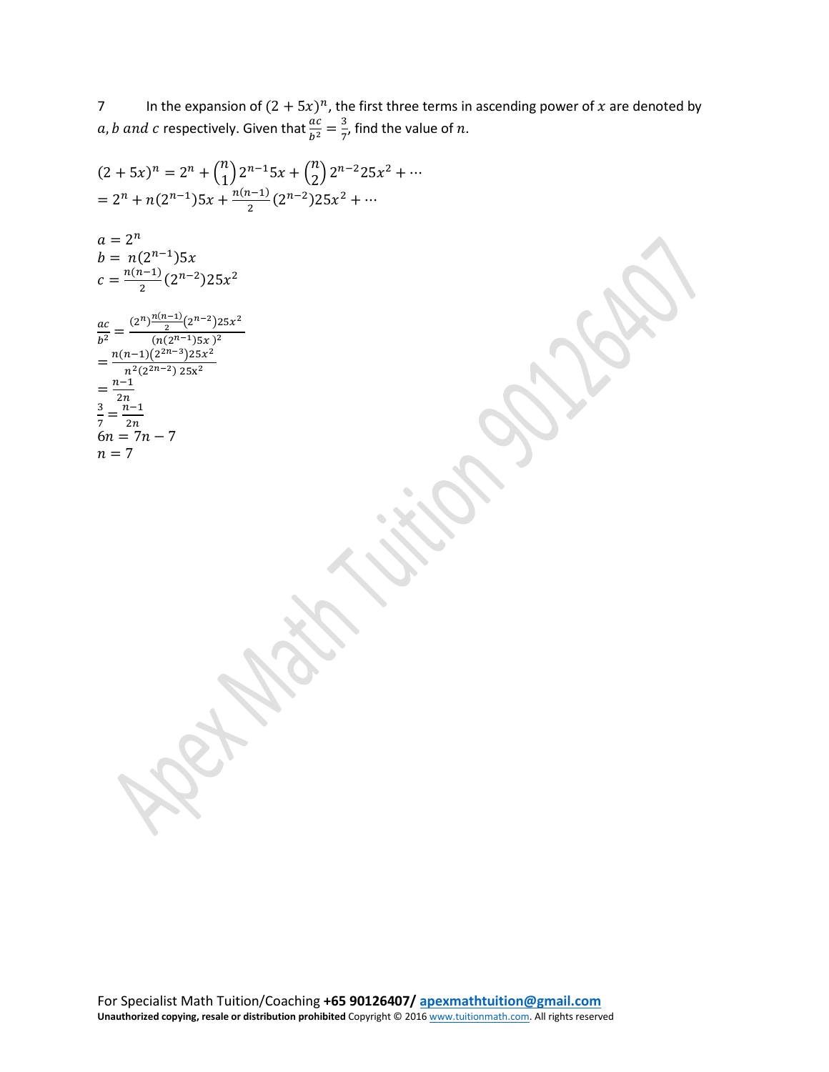7 In the expansion of $(2 + 5x)^n$, the first three terms in ascending power of $x$ are denoted by $a, b \text{ and } c$ respectively. Given that $\frac{ac}{b^2} = \frac{3}{7}$, find the value of $n$.

$$(2 + 5x)^n = 2^n + \binom{n}{1} 2^{n-1} 5x + \binom{n}{2} 2^{n-2} 25x^2 + \cdots$$
$$= 2^n + n(2^{n-1})5x + \frac{n(n-1)}{2}(2^{n-2})25x^2 + \cdots$$

$$a = 2^n$$
$$b = n(2^{n-1})5x$$
$$c = \frac{n(n-1)}{2}(2^{n-2})25x^2$$

$$\frac{ac}{b^2} = \frac{(2^n)\frac{n(n-1)}{2}(2^{n-2})25x^2}{(n(2^{n-1})5x)^2}$$
$$= \frac{n(n-1)(2^{2n-3})25x^2}{n^2(2^{2n-2})\,25x^2}$$
$$= \frac{n-1}{2n}$$
$$\frac{3}{7} = \frac{n-1}{2n}$$
$$6n = 7n - 7$$
$$n = 7$$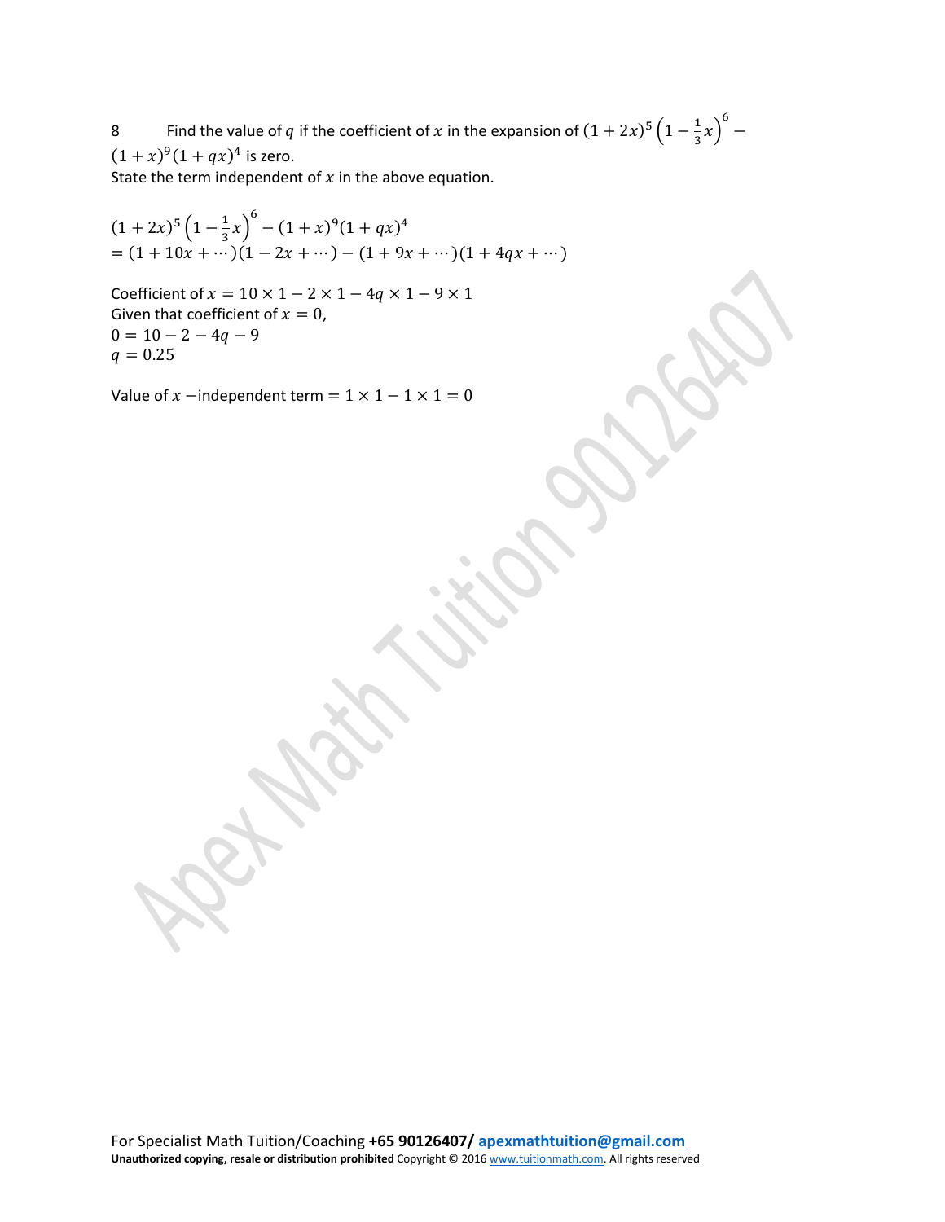8 Find the value of $q$ if the coefficient of $x$ in the expansion of $(1+2x)^5\left(1-\frac{1}{3}x\right)^6 - (1+x)^9(1+qx)^4$ is zero.
State the term independent of $x$ in the above equation.

$$(1+2x)^5\left(1-\frac{1}{3}x\right)^6 - (1+x)^9(1+qx)^4$$
$$= (1+10x+\cdots)(1-2x+\cdots) - (1+9x+\cdots)(1+4qx+\cdots)$$

Coefficient of $x = 10 \times 1 - 2 \times 1 - 4q \times 1 - 9 \times 1$
Given that coefficient of $x = 0$,
$0 = 10 - 2 - 4q - 9$
$q = 0.25$

Value of $x$ −independent term $= 1 \times 1 - 1 \times 1 = 0$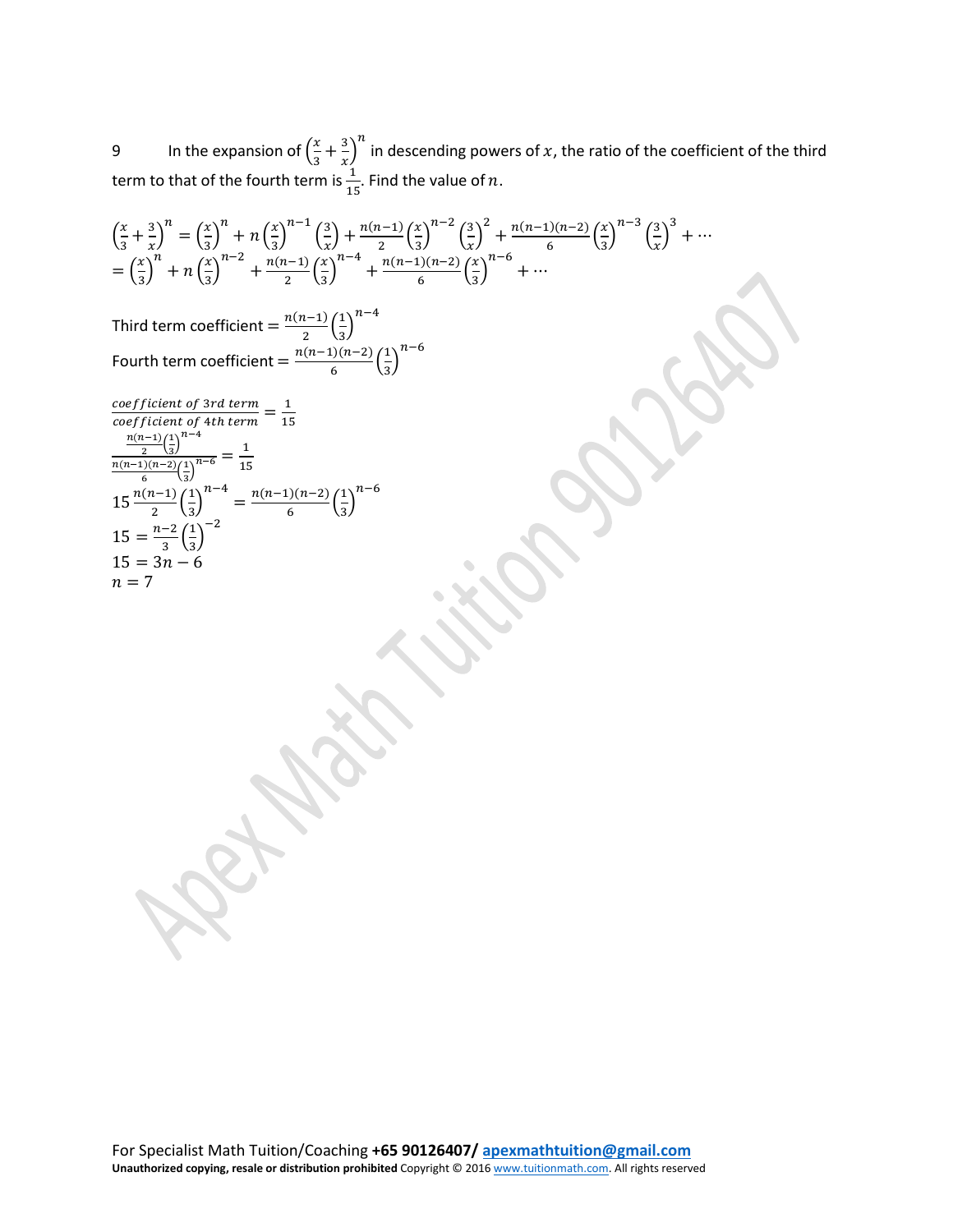9 In the expansion of $\left(\frac{x}{3}+\frac{3}{x}\right)^n$ in descending powers of $x$, the ratio of the coefficient of the third term to that of the fourth term is $\frac{1}{15}$. Find the value of $n$.

$$\left(\frac{x}{3}+\frac{3}{x}\right)^n = \left(\frac{x}{3}\right)^n + n\left(\frac{x}{3}\right)^{n-1}\left(\frac{3}{x}\right) + \frac{n(n-1)}{2}\left(\frac{x}{3}\right)^{n-2}\left(\frac{3}{x}\right)^2 + \frac{n(n-1)(n-2)}{6}\left(\frac{x}{3}\right)^{n-3}\left(\frac{3}{x}\right)^3 + \cdots$$

$$= \left(\frac{x}{3}\right)^n + n\left(\frac{x}{3}\right)^{n-2} + \frac{n(n-1)}{2}\left(\frac{x}{3}\right)^{n-4} + \frac{n(n-1)(n-2)}{6}\left(\frac{x}{3}\right)^{n-6} + \cdots$$

Third term coefficient $= \frac{n(n-1)}{2}\left(\frac{1}{3}\right)^{n-4}$

Fourth term coefficient $= \frac{n(n-1)(n-2)}{6}\left(\frac{1}{3}\right)^{n-6}$

$$\frac{\textit{coefficient of 3rd term}}{\textit{coefficient of 4th term}} = \frac{1}{15}$$

$$\frac{\frac{n(n-1)}{2}\left(\frac{1}{3}\right)^{n-4}}{\frac{n(n-1)(n-2)}{6}\left(\frac{1}{3}\right)^{n-6}} = \frac{1}{15}$$

$$15\,\frac{n(n-1)}{2}\left(\frac{1}{3}\right)^{n-4} = \frac{n(n-1)(n-2)}{6}\left(\frac{1}{3}\right)^{n-6}$$

$$15 = \frac{n-2}{3}\left(\frac{1}{3}\right)^{-2}$$

$$15 = 3n - 6$$

$$n = 7$$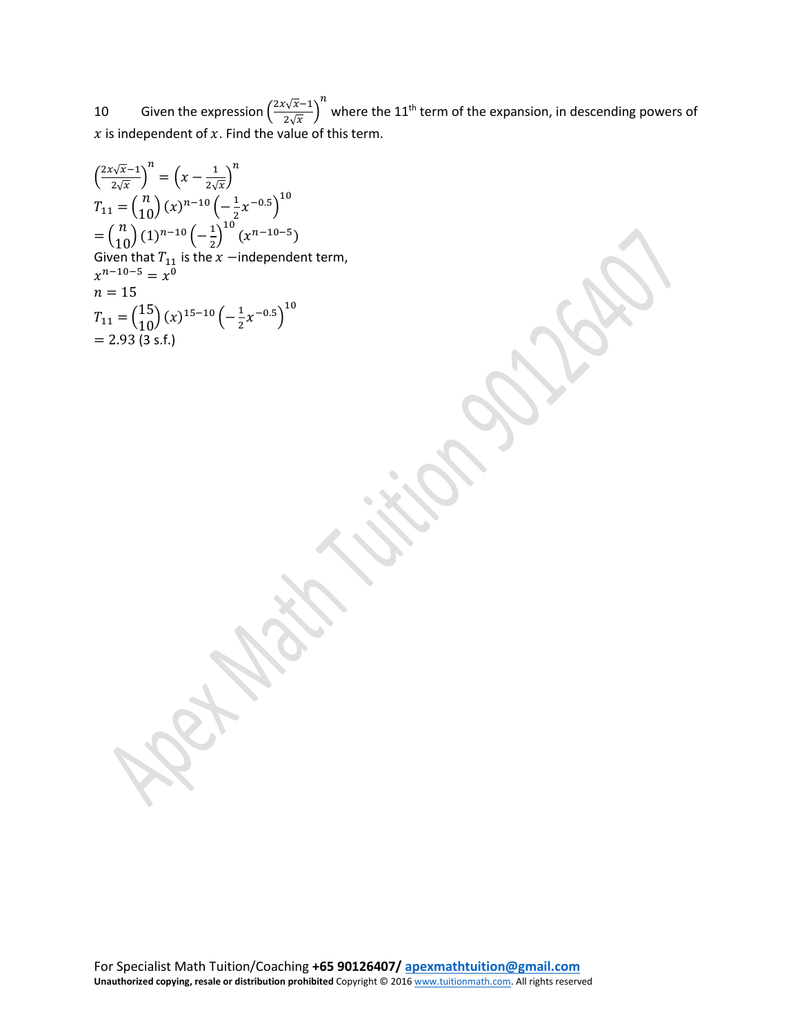10 Given the expression $\left(\frac{2x\sqrt{x}-1}{2\sqrt{x}}\right)^n$ where the 11th term of the expansion, in descending powers of $x$ is independent of $x$. Find the value of this term.

$\left(\frac{2x\sqrt{x}-1}{2\sqrt{x}}\right)^n = \left(x - \frac{1}{2\sqrt{x}}\right)^n$

$T_{11} = \binom{n}{10}(x)^{n-10}\left(-\frac{1}{2}x^{-0.5}\right)^{10}$

$= \binom{n}{10}(1)^{n-10}\left(-\frac{1}{2}\right)^{10}(x^{n-10-5})$

Given that $T_{11}$ is the $x$ −independent term,

$x^{n-10-5} = x^0$

$n = 15$

$T_{11} = \binom{15}{10}(x)^{15-10}\left(-\frac{1}{2}x^{-0.5}\right)^{10}$

$= 2.93$ (3 s.f.)

For Specialist Math Tuition/Coaching **+65 90126407/ apexmathtuition@gmail.com**

**Unauthorized copying, resale or distribution prohibited** Copyright © 2016 www.tuitionmath.com. All rights reserved